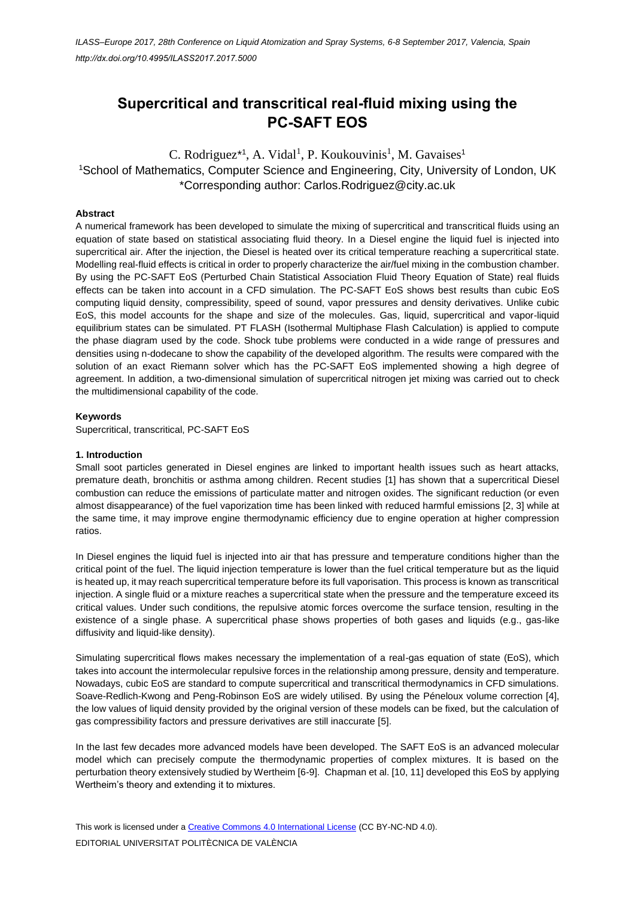# Supercritical and transcritical real-fluid mixing using the PC-SAFT EOS

C. Rodriguez*[1], A. Vidal[1], P. Koukouvinis[1], M. Gavaises[1]

[1]School of Mathematics, Computer Science and Engineering, City, University of London, UK

*Corresponding author: Carlos.Rodriguez@city.ac.uk

### Abstract

A numerical framework has been developed to simulate the mixing of supercritical and transcritical fluids using an equation of state based on statistical associating fluid theory. In a Diesel engine the liquid fuel is injected into supercritical air. After the injection, the Diesel is heated over its critical temperature reaching a supercritical state. Modelling real-fluid effects is critical in order to properly characterize the air/fuel mixing in the combustion chamber. By using the PC-SAFT EoS (Perturbed Chain Statistical Association Fluid Theory Equation of State) real fluids effects can be taken into account in a CFD simulation. The PC-SAFT EoS shows best results than cubic EoS computing liquid density, compressibility, speed of sound, vapor pressures and density derivatives. Unlike cubic EoS, this model accounts for the shape and size of the molecules. Gas, liquid, supercritical and vapor-liquid equilibrium states can be simulated. PT FLASH (Isothermal Multiphase Flash Calculation) is applied to compute the phase diagram used by the code. Shock tube problems were conducted in a wide range of pressures and densities using n-dodecane to show the capability of the developed algorithm. The results were compared with the solution of an exact Riemann solver which has the PC-SAFT EoS implemented showing a high degree of agreement. In addition, a two-dimensional simulation of supercritical nitrogen jet mixing was carried out to check the multidimensional capability of the code.

### Keywords

Supercritical, transcritical, PC-SAFT EoS

### 1. Introduction

Small soot particles generated in Diesel engines are linked to important health issues such as heart attacks, premature death, bronchitis or asthma among children. Recent studies [1] has shown that a supercritical Diesel combustion can reduce the emissions of particulate matter and nitrogen oxides. The significant reduction (or even almost disappearance) of the fuel vaporization time has been linked with reduced harmful emissions [2, 3] while at the same time, it may improve engine thermodynamic efficiency due to engine operation at higher compression ratios.

In Diesel engines the liquid fuel is injected into air that has pressure and temperature conditions higher than the critical point of the fuel. The liquid injection temperature is lower than the fuel critical temperature but as the liquid is heated up, it may reach supercritical temperature before its full vaporisation. This process is known as transcritical injection. A single fluid or a mixture reaches a supercritical state when the pressure and the temperature exceed its critical values. Under such conditions, the repulsive atomic forces overcome the surface tension, resulting in the existence of a single phase. A supercritical phase shows properties of both gases and liquids (e.g., gas-like diffusivity and liquid-like density).

Simulating supercritical flows makes necessary the implementation of a real-gas equation of state (EoS), which takes into account the intermolecular repulsive forces in the relationship among pressure, density and temperature. Nowadays, cubic EoS are standard to compute supercritical and transcritical thermodynamics in CFD simulations. Soave-Redlich-Kwong and Peng-Robinson EoS are widely utilised. By using the Péneloux volume correction [4], the low values of liquid density provided by the original version of these models can be fixed, but the calculation of gas compressibility factors and pressure derivatives are still inaccurate [5].

In the last few decades more advanced models have been developed. The SAFT EoS is an advanced molecular model which can precisely compute the thermodynamic properties of complex mixtures. It is based on the perturbation theory extensively studied by Wertheim [6-9]. Chapman et al. [10, 11] developed this EoS by applying Wertheim's theory and extending it to mixtures.

This work is licensed under a Creative Commons 4.0 International License (CC BY-NC-ND 4.0).

EDITORIAL UNIVERSITAT POLITÈCNICA DE VALÈNCIA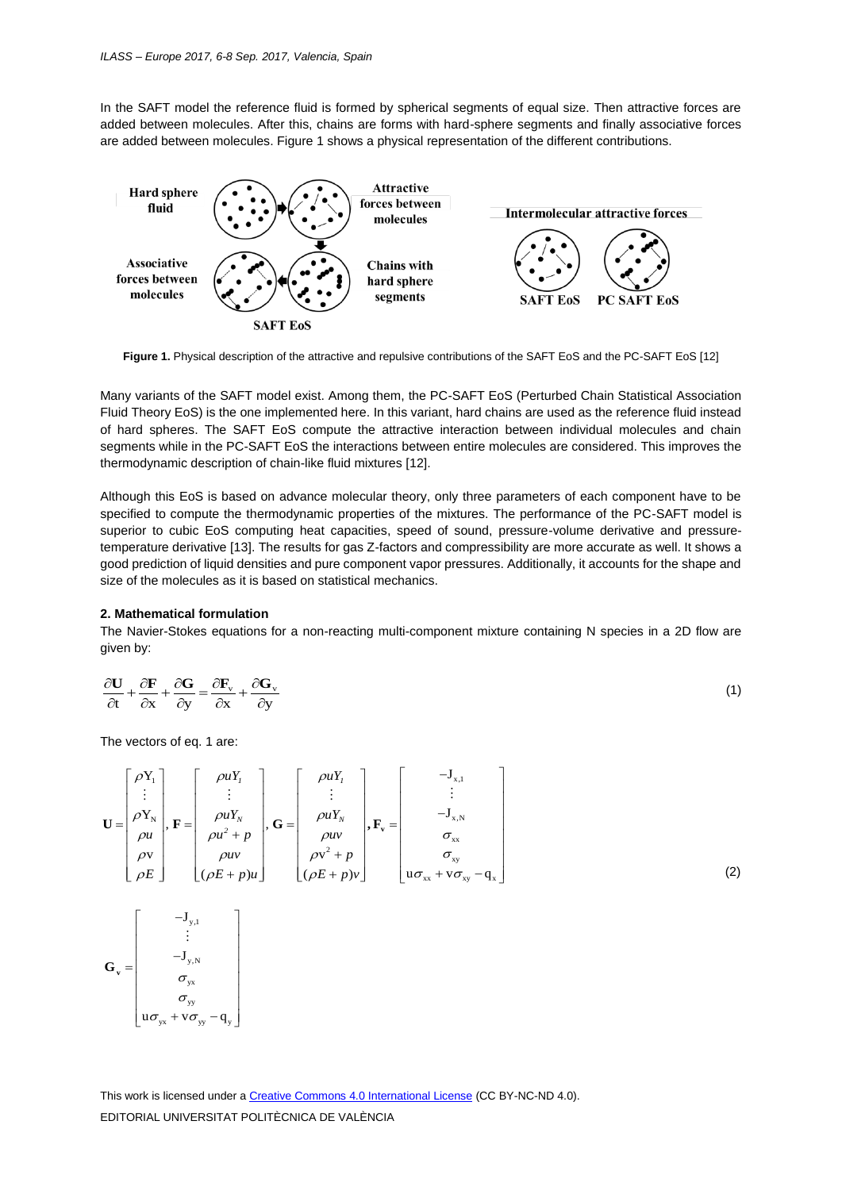In the SAFT model the reference fluid is formed by spherical segments of equal size. Then attractive forces are added between molecules. After this, chains are forms with hard-sphere segments and finally associative forces are added between molecules. Figure 1 shows a physical representation of the different contributions.

**Figure 1.** Physical description of the attractive and repulsive contributions of the SAFT EoS and the PC-SAFT EoS [12]

Many variants of the SAFT model exist. Among them, the PC-SAFT EoS (Perturbed Chain Statistical Association Fluid Theory EoS) is the one implemented here. In this variant, hard chains are used as the reference fluid instead of hard spheres. The SAFT EoS compute the attractive interaction between individual molecules and chain segments while in the PC-SAFT EoS the interactions between entire molecules are considered. This improves the thermodynamic description of chain-like fluid mixtures [12].

Although this EoS is based on advance molecular theory, only three parameters of each component have to be specified to compute the thermodynamic properties of the mixtures. The performance of the PC-SAFT model is superior to cubic EoS computing heat capacities, speed of sound, pressure-volume derivative and pressure-temperature derivative [13]. The results for gas Z-factors and compressibility are more accurate as well. It shows a good prediction of liquid densities and pure component vapor pressures. Additionally, it accounts for the shape and size of the molecules as it is based on statistical mechanics.

**2. Mathematical formulation**

The Navier-Stokes equations for a non-reacting multi-component mixture containing N species in a 2D flow are given by:

$$\frac{\partial \mathbf{U}}{\partial t} + \frac{\partial \mathbf{F}}{\partial x} + \frac{\partial \mathbf{G}}{\partial y} = \frac{\partial \mathbf{F}_v}{\partial x} + \frac{\partial \mathbf{G}_v}{\partial y} \tag{1}$$

The vectors of eq. 1 are:

$$\mathbf{U} = \begin{bmatrix} \rho Y_1 \\ \vdots \\ \rho Y_N \\ \rho u \\ \rho v \\ \rho E \end{bmatrix}, \mathbf{F} = \begin{bmatrix} \rho u Y_1 \\ \vdots \\ \rho u Y_N \\ \rho u^2 + p \\ \rho u v \\ (\rho E + p) u \end{bmatrix}, \mathbf{G} = \begin{bmatrix} \rho u Y_1 \\ \vdots \\ \rho u Y_N \\ \rho u v \\ \rho v^2 + p \\ (\rho E + p) v \end{bmatrix}, \mathbf{F}_v = \begin{bmatrix} -J_{x,1} \\ \vdots \\ -J_{x,N} \\ \sigma_{xx} \\ \sigma_{xy} \\ u\sigma_{xx} + v\sigma_{xy} - q_x \end{bmatrix} \tag{2}$$

$$\mathbf{G}_v = \begin{bmatrix} -J_{y,1} \\ \vdots \\ -J_{y,N} \\ \sigma_{yx} \\ \sigma_{yy} \\ u\sigma_{yx} + v\sigma_{yy} - q_y \end{bmatrix}$$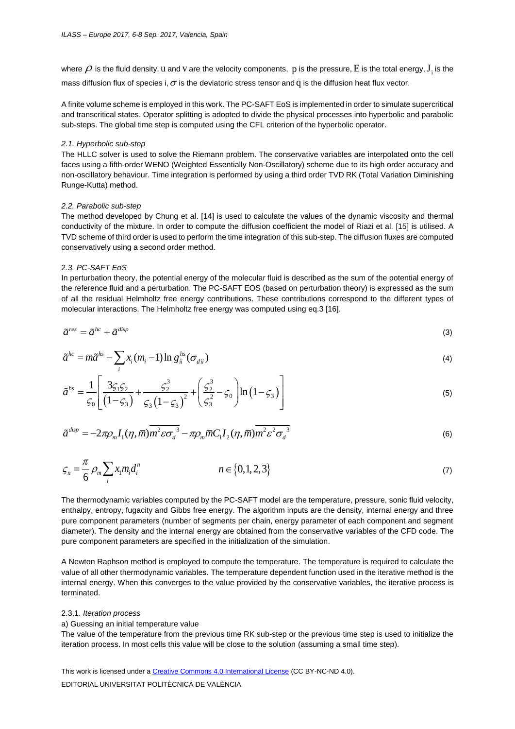where $\rho$ is the fluid density, $u$ and $v$ are the velocity components, $p$ is the pressure, $E$ is the total energy, $J_i$ is the mass diffusion flux of species i, $\sigma$ is the deviatoric stress tensor and $q$ is the diffusion heat flux vector.

A finite volume scheme is employed in this work. The PC-SAFT EoS is implemented in order to simulate supercritical and transcritical states. Operator splitting is adopted to divide the physical processes into hyperbolic and parabolic sub-steps. The global time step is computed using the CFL criterion of the hyperbolic operator.

### *2.1. Hyperbolic sub-step*

The HLLC solver is used to solve the Riemann problem. The conservative variables are interpolated onto the cell faces using a fifth-order WENO (Weighted Essentially Non-Oscillatory) scheme due to its high order accuracy and non-oscillatory behaviour. Time integration is performed by using a third order TVD RK (Total Variation Diminishing Runge-Kutta) method.

### *2.2. Parabolic sub-step*

The method developed by Chung et al. [14] is used to calculate the values of the dynamic viscosity and thermal conductivity of the mixture. In order to compute the diffusion coefficient the model of Riazi et al. [15] is utilised. A TVD scheme of third order is used to perform the time integration of this sub-step. The diffusion fluxes are computed conservatively using a second order method.

### 2*.3. PC-SAFT EoS*

In perturbation theory, the potential energy of the molecular fluid is described as the sum of the potential energy of the reference fluid and a perturbation. The PC-SAFT EOS (based on perturbation theory) is expressed as the sum of all the residual Helmholtz free energy contributions. These contributions correspond to the different types of molecular interactions. The Helmholtz free energy was computed using eq.3 [16].

$$\tilde{a}^{res} = \tilde{a}^{hc} + \tilde{a}^{disp} \tag{3}$$

$$\tilde{a}^{hc} = \bar{m}\tilde{a}^{hs} - \sum_i x_i (m_i - 1) \ln g_{ii}^{hs}(\sigma_{dii}) \tag{4}$$

$$\tilde{a}^{hs} = \frac{1}{\varsigma_0}\left[\frac{3\varsigma_1\varsigma_2}{(1-\varsigma_3)} + \frac{\varsigma_2^3}{\varsigma_3(1-\varsigma_3)^2} + \left(\frac{\varsigma_2^3}{\varsigma_3^2} - \varsigma_0\right)\ln(1-\varsigma_3)\right] \tag{5}$$

$$\tilde{a}^{disp} = -2\pi\rho_m I_1(\eta,\bar{m})\overline{m^2\varepsilon\sigma_d{}^3} - \pi\rho_m \bar{m} C_1 I_2(\eta,\bar{m})\overline{m^2\varepsilon^2\sigma_d{}^3} \tag{6}$$

$$\varsigma_n = \frac{\pi}{6}\rho_m \sum_i x_1 m_i d_i^n \qquad\qquad n \in \{0,1,2,3\} \tag{7}$$

The thermodynamic variables computed by the PC-SAFT model are the temperature, pressure, sonic fluid velocity, enthalpy, entropy, fugacity and Gibbs free energy. The algorithm inputs are the density, internal energy and three pure component parameters (number of segments per chain, energy parameter of each component and segment diameter). The density and the internal energy are obtained from the conservative variables of the CFD code. The pure component parameters are specified in the initialization of the simulation.

A Newton Raphson method is employed to compute the temperature. The temperature is required to calculate the value of all other thermodynamic variables. The temperature dependent function used in the iterative method is the internal energy. When this converges to the value provided by the conservative variables, the iterative process is terminated.

#### 2.3.1. *Iteration process*

a) Guessing an initial temperature value

The value of the temperature from the previous time RK sub-step or the previous time step is used to initialize the iteration process. In most cells this value will be close to the solution (assuming a small time step).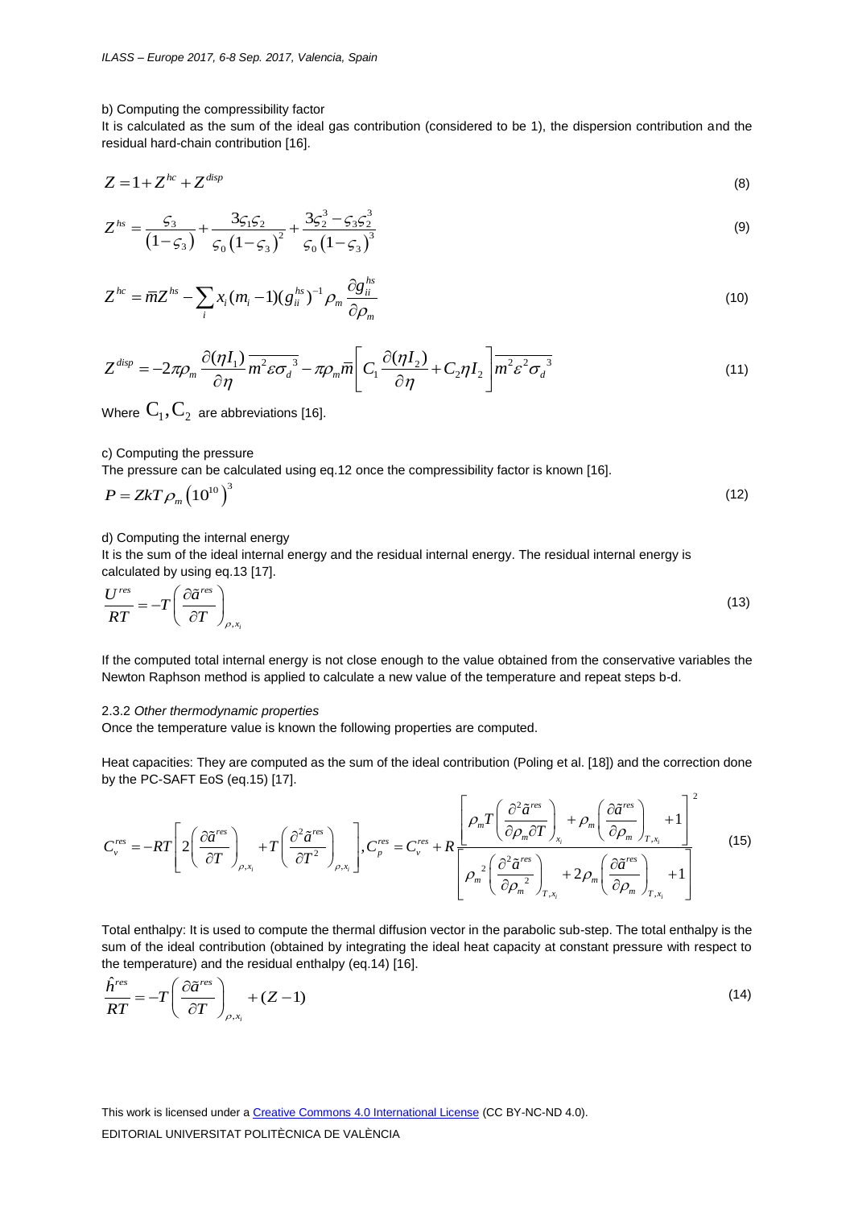b) Computing the compressibility factor

It is calculated as the sum of the ideal gas contribution (considered to be 1), the dispersion contribution and the residual hard-chain contribution [16].

$$Z = 1 + Z^{hc} + Z^{disp} \tag{8}$$

$$Z^{hs} = \frac{\varsigma_3}{(1-\varsigma_3)} + \frac{3\varsigma_1\varsigma_2}{\varsigma_0(1-\varsigma_3)^2} + \frac{3\varsigma_2^3 - \varsigma_3\varsigma_2^3}{\varsigma_0(1-\varsigma_3)^3} \tag{9}$$

$$Z^{hc} = \bar{m}Z^{hs} - \sum_i x_i(m_i - 1)(g_{ii}^{hs})^{-1}\rho_m \frac{\partial g_{ii}^{hs}}{\partial \rho_m} \tag{10}$$

$$Z^{disp} = -2\pi\rho_m \frac{\partial(\eta I_1)}{\partial \eta}\overline{m^2\varepsilon\sigma_d^{\ 3}} - \pi\rho_m\bar{m}\left[C_1\frac{\partial(\eta I_2)}{\partial \eta} + C_2\eta I_2\right]\overline{m^2\varepsilon^2\sigma_d^{\ 3}} \tag{11}$$

Where $C_1, C_2$ are abbreviations [16].

c) Computing the pressure

The pressure can be calculated using eq.12 once the compressibility factor is known [16].

$$P = ZkT\rho_m\left(10^{10}\right)^3 \tag{12}$$

d) Computing the internal energy

It is the sum of the ideal internal energy and the residual internal energy. The residual internal energy is calculated by using eq.13 [17].

$$\frac{U^{res}}{RT} = -T\left(\frac{\partial \tilde{a}^{res}}{\partial T}\right)_{\rho,x_i} \tag{13}$$

If the computed total internal energy is not close enough to the value obtained from the conservative variables the Newton Raphson method is applied to calculate a new value of the temperature and repeat steps b-d.

### 2.3.2 *Other thermodynamic properties*

Once the temperature value is known the following properties are computed.

Heat capacities: They are computed as the sum of the ideal contribution (Poling et al. [18]) and the correction done by the PC-SAFT EoS (eq.15) [17].

$$C_v^{res} = -RT\left[2\left(\frac{\partial \tilde{a}^{res}}{\partial T}\right)_{\rho,x_i} + T\left(\frac{\partial^2 \tilde{a}^{res}}{\partial T^2}\right)_{\rho,x_i}\right], C_p^{res} = C_v^{res} + R\frac{\left[\rho_m T\left(\frac{\partial^2 \tilde{a}^{res}}{\partial \rho_m \partial T}\right)_{x_i} + \rho_m\left(\frac{\partial \tilde{a}^{res}}{\partial \rho_m}\right)_{T,x_i} + 1\right]^2}{\left[\rho_m^{\ 2}\left(\frac{\partial^2 \tilde{a}^{res}}{\partial \rho_m^{\ 2}}\right)_{T,x_i} + 2\rho_m\left(\frac{\partial \tilde{a}^{res}}{\partial \rho_m}\right)_{T,x_i} + 1\right]} \tag{15}$$

Total enthalpy: It is used to compute the thermal diffusion vector in the parabolic sub-step. The total enthalpy is the sum of the ideal contribution (obtained by integrating the ideal heat capacity at constant pressure with respect to the temperature) and the residual enthalpy (eq.14) [16].

$$\frac{\hat{h}^{res}}{RT} = -T\left(\frac{\partial \tilde{a}^{res}}{\partial T}\right)_{\rho,x_i} + (Z-1) \tag{14}$$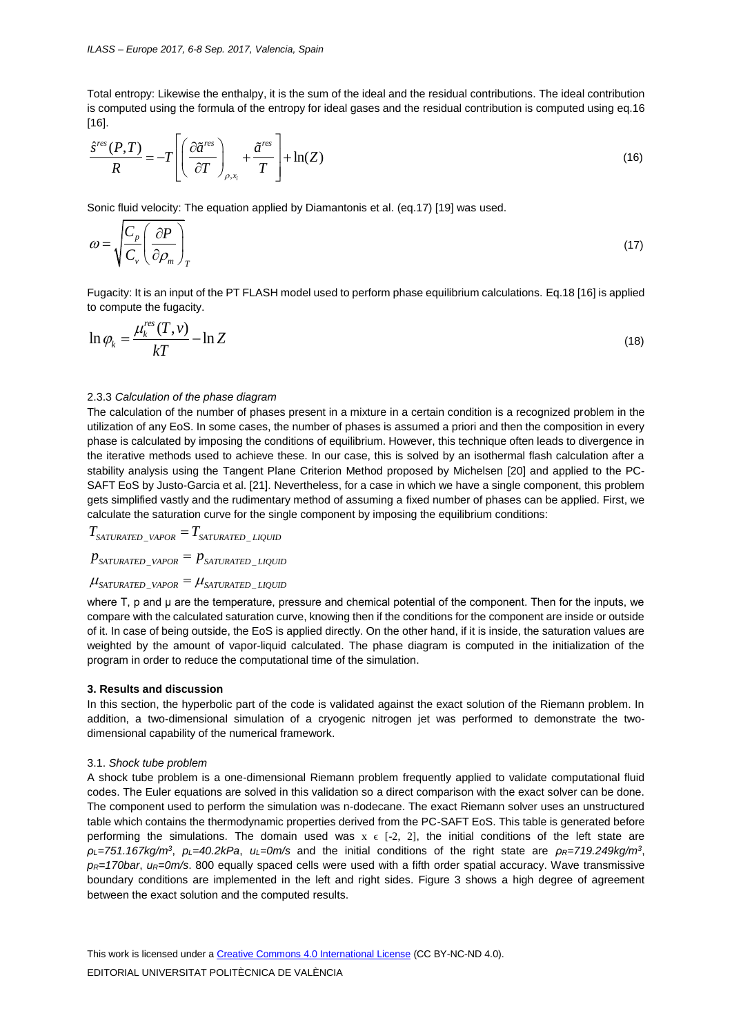Total entropy: Likewise the enthalpy, it is the sum of the ideal and the residual contributions. The ideal contribution is computed using the formula of the entropy for ideal gases and the residual contribution is computed using eq.16 [16].

$$\frac{\hat{s}^{res}(P,T)}{R} = -T\left[\left(\frac{\partial \tilde{a}^{res}}{\partial T}\right)_{\rho,x_i} + \frac{\tilde{a}^{res}}{T}\right] + \ln(Z) \tag{16}$$

Sonic fluid velocity: The equation applied by Diamantonis et al. (eq.17) [19] was used.

$$\omega = \sqrt{\frac{C_p}{C_v}\left(\frac{\partial P}{\partial \rho_m}\right)_T} \tag{17}$$

Fugacity: It is an input of the PT FLASH model used to perform phase equilibrium calculations. Eq.18 [16] is applied to compute the fugacity.

$$\ln \varphi_k = \frac{\mu_k^{res}(T,v)}{kT} - \ln Z \tag{18}$$

#### 2.3.3 *Calculation of the phase diagram*

The calculation of the number of phases present in a mixture in a certain condition is a recognized problem in the utilization of any EoS. In some cases, the number of phases is assumed a priori and then the composition in every phase is calculated by imposing the conditions of equilibrium. However, this technique often leads to divergence in the iterative methods used to achieve these. In our case, this is solved by an isothermal flash calculation after a stability analysis using the Tangent Plane Criterion Method proposed by Michelsen [20] and applied to the PC-SAFT EoS by Justo-Garcia et al. [21]. Nevertheless, for a case in which we have a single component, this problem gets simplified vastly and the rudimentary method of assuming a fixed number of phases can be applied. First, we calculate the saturation curve for the single component by imposing the equilibrium conditions:

$$T_{SATURATED\_VAPOR} = T_{SATURATED\_LIQUID}$$

$$p_{SATURATED\_VAPOR} = p_{SATURATED\_LIQUID}$$

$$\mu_{SATURATED\_VAPOR} = \mu_{SATURATED\_LIQUID}$$

where T, p and μ are the temperature, pressure and chemical potential of the component. Then for the inputs, we compare with the calculated saturation curve, knowing then if the conditions for the component are inside or outside of it. In case of being outside, the EoS is applied directly. On the other hand, if it is inside, the saturation values are weighted by the amount of vapor-liquid calculated. The phase diagram is computed in the initialization of the program in order to reduce the computational time of the simulation.

## 3. Results and discussion

In this section, the hyperbolic part of the code is validated against the exact solution of the Riemann problem. In addition, a two-dimensional simulation of a cryogenic nitrogen jet was performed to demonstrate the two-dimensional capability of the numerical framework.

### 3.1. *Shock tube problem*

A shock tube problem is a one-dimensional Riemann problem frequently applied to validate computational fluid codes. The Euler equations are solved in this validation so a direct comparison with the exact solver can be done. The component used to perform the simulation was n-dodecane. The exact Riemann solver uses an unstructured table which contains the thermodynamic properties derived from the PC-SAFT EoS. This table is generated before performing the simulations. The domain used was $x \in [-2, 2]$, the initial conditions of the left state are $\rho_L=751.167 kg/m^3$, $p_L=40.2 kPa$, $u_L=0 m/s$ and the initial conditions of the right state are $\rho_R=719.249 kg/m^3$, $p_R=170 bar$, $u_R=0 m/s$. 800 equally spaced cells were used with a fifth order spatial accuracy. Wave transmissive boundary conditions are implemented in the left and right sides. Figure 3 shows a high degree of agreement between the exact solution and the computed results.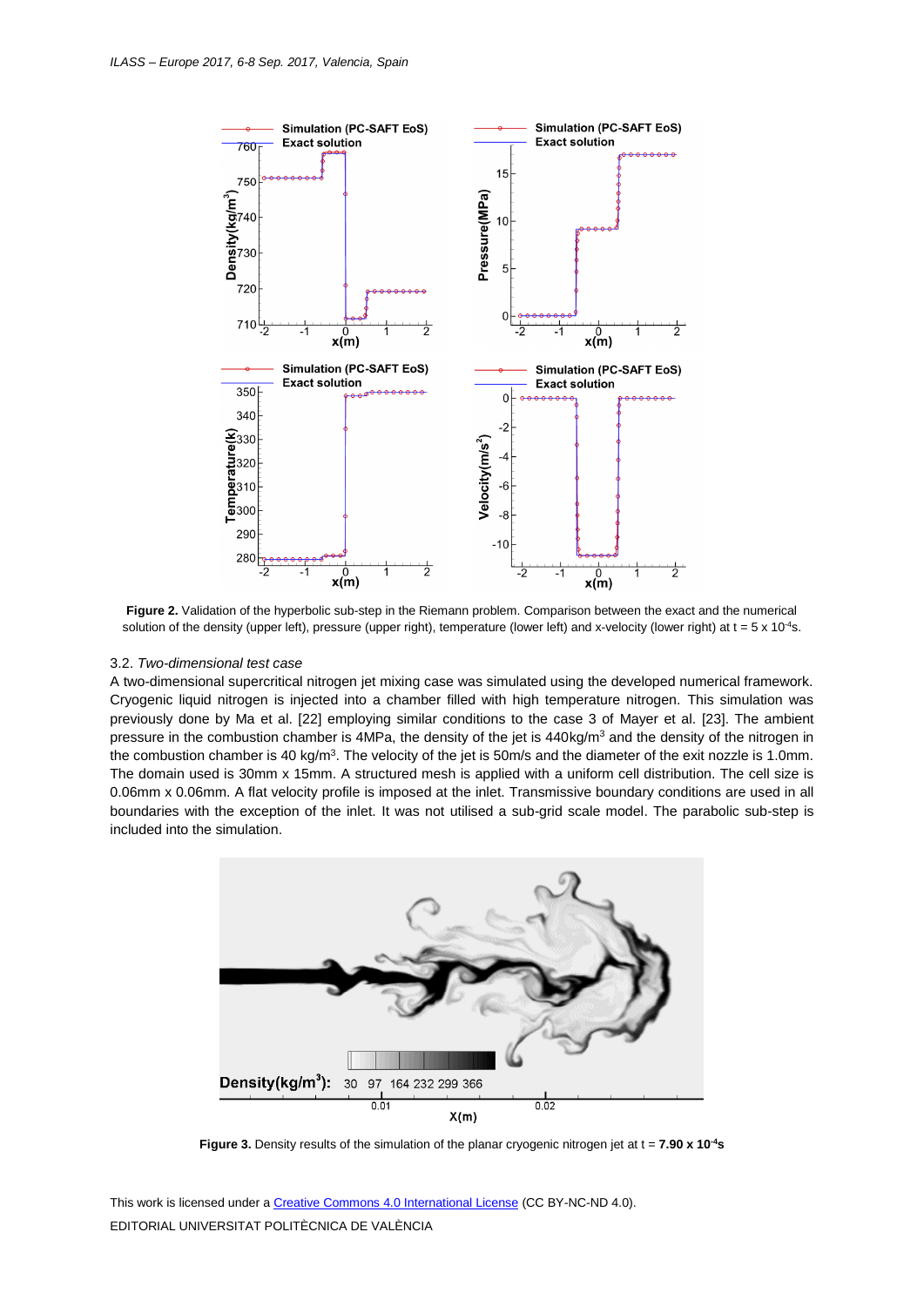**Figure 2.** Validation of the hyperbolic sub-step in the Riemann problem. Comparison between the exact and the numerical solution of the density (upper left), pressure (upper right), temperature (lower left) and x-velocity (lower right) at t = 5 x $10^{-4}$s.

### 3.2. *Two-dimensional test case*

A two-dimensional supercritical nitrogen jet mixing case was simulated using the developed numerical framework. Cryogenic liquid nitrogen is injected into a chamber filled with high temperature nitrogen. This simulation was previously done by Ma et al. [22] employing similar conditions to the case 3 of Mayer et al. [23]. The ambient pressure in the combustion chamber is 4MPa, the density of the jet is 440kg/m$^3$ and the density of the nitrogen in the combustion chamber is 40 kg/m$^3$. The velocity of the jet is 50m/s and the diameter of the exit nozzle is 1.0mm. The domain used is 30mm x 15mm. A structured mesh is applied with a uniform cell distribution. The cell size is 0.06mm x 0.06mm. A flat velocity profile is imposed at the inlet. Transmissive boundary conditions are used in all boundaries with the exception of the inlet. It was not utilised a sub-grid scale model. The parabolic sub-step is included into the simulation.

**Figure 3.** Density results of the simulation of the planar cryogenic nitrogen jet at t = **7.90 x 10$^{-4}$s**

This work is licensed under a Creative Commons 4.0 International License (CC BY-NC-ND 4.0).
EDITORIAL UNIVERSITAT POLITÈCNICA DE VALÈNCIA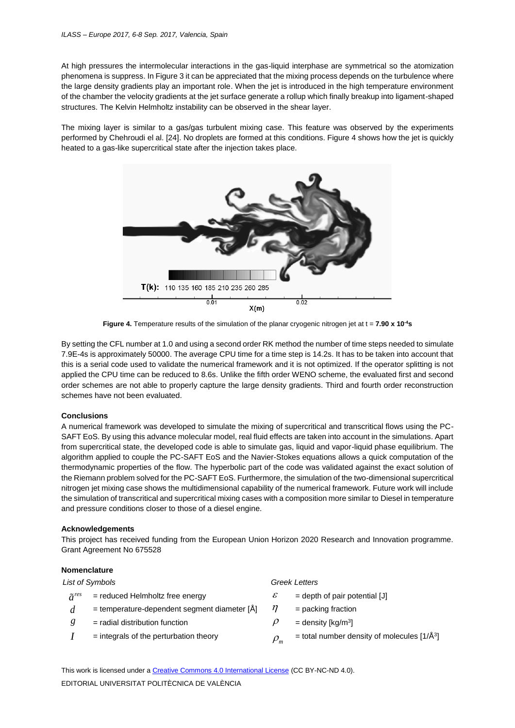At high pressures the intermolecular interactions in the gas-liquid interphase are symmetrical so the atomization phenomena is suppress. In Figure 3 it can be appreciated that the mixing process depends on the turbulence where the large density gradients play an important role. When the jet is introduced in the high temperature environment of the chamber the velocity gradients at the jet surface generate a rollup which finally breakup into ligament-shaped structures. The Kelvin Helmholtz instability can be observed in the shear layer.

The mixing layer is similar to a gas/gas turbulent mixing case. This feature was observed by the experiments performed by Chehroudi el al. [24]. No droplets are formed at this conditions. Figure 4 shows how the jet is quickly heated to a gas-like supercritical state after the injection takes place.

**Figure 4.** Temperature results of the simulation of the planar cryogenic nitrogen jet at t = **7.90 x 10$^{-4}$s**

By setting the CFL number at 1.0 and using a second order RK method the number of time steps needed to simulate 7.9E-4s is approximately 50000. The average CPU time for a time step is 14.2s. It has to be taken into account that this is a serial code used to validate the numerical framework and it is not optimized. If the operator splitting is not applied the CPU time can be reduced to 8.6s. Unlike the fifth order WENO scheme, the evaluated first and second order schemes are not able to properly capture the large density gradients. Third and fourth order reconstruction schemes have not been evaluated.

## Conclusions

A numerical framework was developed to simulate the mixing of supercritical and transcritical flows using the PC-SAFT EoS. By using this advance molecular model, real fluid effects are taken into account in the simulations. Apart from supercritical state, the developed code is able to simulate gas, liquid and vapor-liquid phase equilibrium. The algorithm applied to couple the PC-SAFT EoS and the Navier-Stokes equations allows a quick computation of the thermodynamic properties of the flow. The hyperbolic part of the code was validated against the exact solution of the Riemann problem solved for the PC-SAFT EoS. Furthermore, the simulation of the two-dimensional supercritical nitrogen jet mixing case shows the multidimensional capability of the numerical framework. Future work will include the simulation of transcritical and supercritical mixing cases with a composition more similar to Diesel in temperature and pressure conditions closer to those of a diesel engine.

## Acknowledgements

This project has received funding from the European Union Horizon 2020 Research and Innovation programme. Grant Agreement No 675528

## Nomenclature

*List of Symbols*

- $\tilde{a}^{res}$ = reduced Helmholtz free energy
- $d$ = temperature-dependent segment diameter [Å]
- $g$ = radial distribution function
- $I$ = integrals of the perturbation theory

*Greek Letters*

- $\varepsilon$ = depth of pair potential [J]
- $\eta$ = packing fraction
- $\rho$ = density [kg/m$^3$]
- $\rho_m$ = total number density of molecules [1/Å$^3$]

This work is licensed under a Creative Commons 4.0 International License (CC BY-NC-ND 4.0).

EDITORIAL UNIVERSITAT POLITÈCNICA DE VALÈNCIA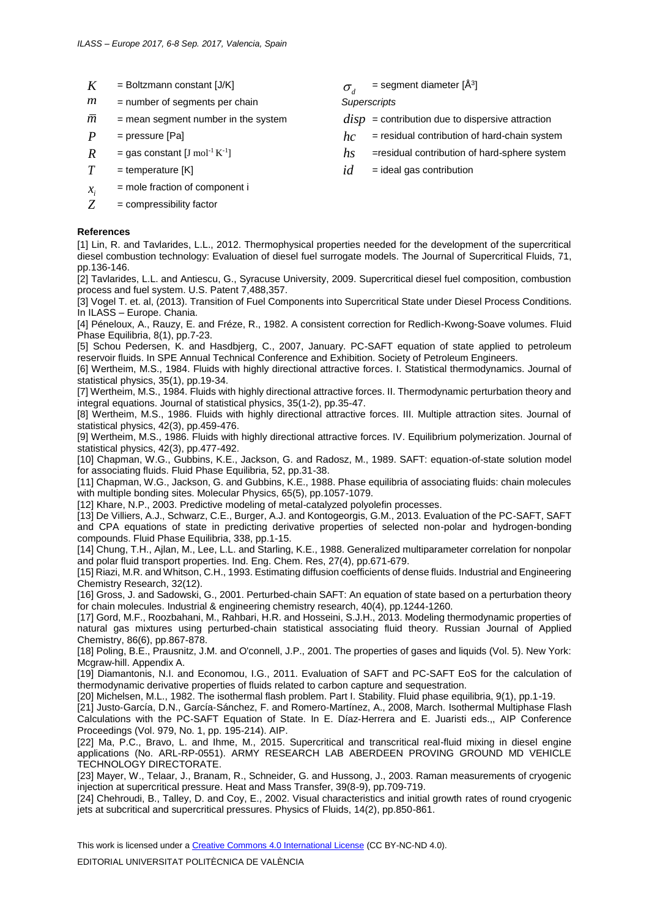$K$ = Boltzmann constant [J/K]

$m$ = number of segments per chain

$\bar{m}$ = mean segment number in the system

$P$ = pressure [Pa]

$R$ = gas constant [J mol$^{-1}$ K$^{-1}$]

$T$ = temperature [K]

$x_i$ = mole fraction of component i

$Z$ = compressibility factor

$\sigma_d$ = segment diameter [Å$^3$]

*Superscripts*

$disp$ = contribution due to dispersive attraction

$hc$ = residual contribution of hard-chain system

$hs$ =residual contribution of hard-sphere system

$id$ = ideal gas contribution

**References**

[1] Lin, R. and Tavlarides, L.L., 2012. Thermophysical properties needed for the development of the supercritical diesel combustion technology: Evaluation of diesel fuel surrogate models. The Journal of Supercritical Fluids, 71, pp.136-146.

[2] Tavlarides, L.L. and Antiescu, G., Syracuse University, 2009. Supercritical diesel fuel composition, combustion process and fuel system. U.S. Patent 7,488,357.

[3] Vogel T. et. al, (2013). Transition of Fuel Components into Supercritical State under Diesel Process Conditions. In ILASS – Europe. Chania.

[4] Péneloux, A., Rauzy, E. and Fréze, R., 1982. A consistent correction for Redlich-Kwong-Soave volumes. Fluid Phase Equilibria, 8(1), pp.7-23.

[5] Schou Pedersen, K. and Hasdbjerg, C., 2007, January. PC-SAFT equation of state applied to petroleum reservoir fluids. In SPE Annual Technical Conference and Exhibition. Society of Petroleum Engineers.

[6] Wertheim, M.S., 1984. Fluids with highly directional attractive forces. I. Statistical thermodynamics. Journal of statistical physics, 35(1), pp.19-34.

[7] Wertheim, M.S., 1984. Fluids with highly directional attractive forces. II. Thermodynamic perturbation theory and integral equations. Journal of statistical physics, 35(1-2), pp.35-47.

[8] Wertheim, M.S., 1986. Fluids with highly directional attractive forces. III. Multiple attraction sites. Journal of statistical physics, 42(3), pp.459-476.

[9] Wertheim, M.S., 1986. Fluids with highly directional attractive forces. IV. Equilibrium polymerization. Journal of statistical physics, 42(3), pp.477-492.

[10] Chapman, W.G., Gubbins, K.E., Jackson, G. and Radosz, M., 1989. SAFT: equation-of-state solution model for associating fluids. Fluid Phase Equilibria, 52, pp.31-38.

[11] Chapman, W.G., Jackson, G. and Gubbins, K.E., 1988. Phase equilibria of associating fluids: chain molecules with multiple bonding sites. Molecular Physics, 65(5), pp.1057-1079.

[12] Khare, N.P., 2003. Predictive modeling of metal-catalyzed polyolefin processes.

[13] De Villiers, A.J., Schwarz, C.E., Burger, A.J. and Kontogeorgis, G.M., 2013. Evaluation of the PC-SAFT, SAFT and CPA equations of state in predicting derivative properties of selected non-polar and hydrogen-bonding compounds. Fluid Phase Equilibria, 338, pp.1-15.

[14] Chung, T.H., Ajlan, M., Lee, L.L. and Starling, K.E., 1988. Generalized multiparameter correlation for nonpolar and polar fluid transport properties. Ind. Eng. Chem. Res, 27(4), pp.671-679.

[15] Riazi, M.R. and Whitson, C.H., 1993. Estimating diffusion coefficients of dense fluids. Industrial and Engineering Chemistry Research, 32(12).

[16] Gross, J. and Sadowski, G., 2001. Perturbed-chain SAFT: An equation of state based on a perturbation theory for chain molecules. Industrial & engineering chemistry research, 40(4), pp.1244-1260.

[17] Gord, M.F., Roozbahani, M., Rahbari, H.R. and Hosseini, S.J.H., 2013. Modeling thermodynamic properties of natural gas mixtures using perturbed-chain statistical associating fluid theory. Russian Journal of Applied Chemistry, 86(6), pp.867-878.

[18] Poling, B.E., Prausnitz, J.M. and O'connell, J.P., 2001. The properties of gases and liquids (Vol. 5). New York: Mcgraw-hill. Appendix A.

[19] Diamantonis, N.I. and Economou, I.G., 2011. Evaluation of SAFT and PC-SAFT EoS for the calculation of thermodynamic derivative properties of fluids related to carbon capture and sequestration.

[20] Michelsen, M.L., 1982. The isothermal flash problem. Part I. Stability. Fluid phase equilibria, 9(1), pp.1-19.

[21] Justo-García, D.N., García-Sánchez, F. and Romero-Martínez, A., 2008, March. Isothermal Multiphase Flash Calculations with the PC-SAFT Equation of State. In E. Díaz-Herrera and E. Juaristi eds.,, AIP Conference Proceedings (Vol. 979, No. 1, pp. 195-214). AIP.

[22] Ma, P.C., Bravo, L. and Ihme, M., 2015. Supercritical and transcritical real-fluid mixing in diesel engine applications (No. ARL-RP-0551). ARMY RESEARCH LAB ABERDEEN PROVING GROUND MD VEHICLE TECHNOLOGY DIRECTORATE.

[23] Mayer, W., Telaar, J., Branam, R., Schneider, G. and Hussong, J., 2003. Raman measurements of cryogenic injection at supercritical pressure. Heat and Mass Transfer, 39(8-9), pp.709-719.

[24] Chehroudi, B., Talley, D. and Coy, E., 2002. Visual characteristics and initial growth rates of round cryogenic jets at subcritical and supercritical pressures. Physics of Fluids, 14(2), pp.850-861.